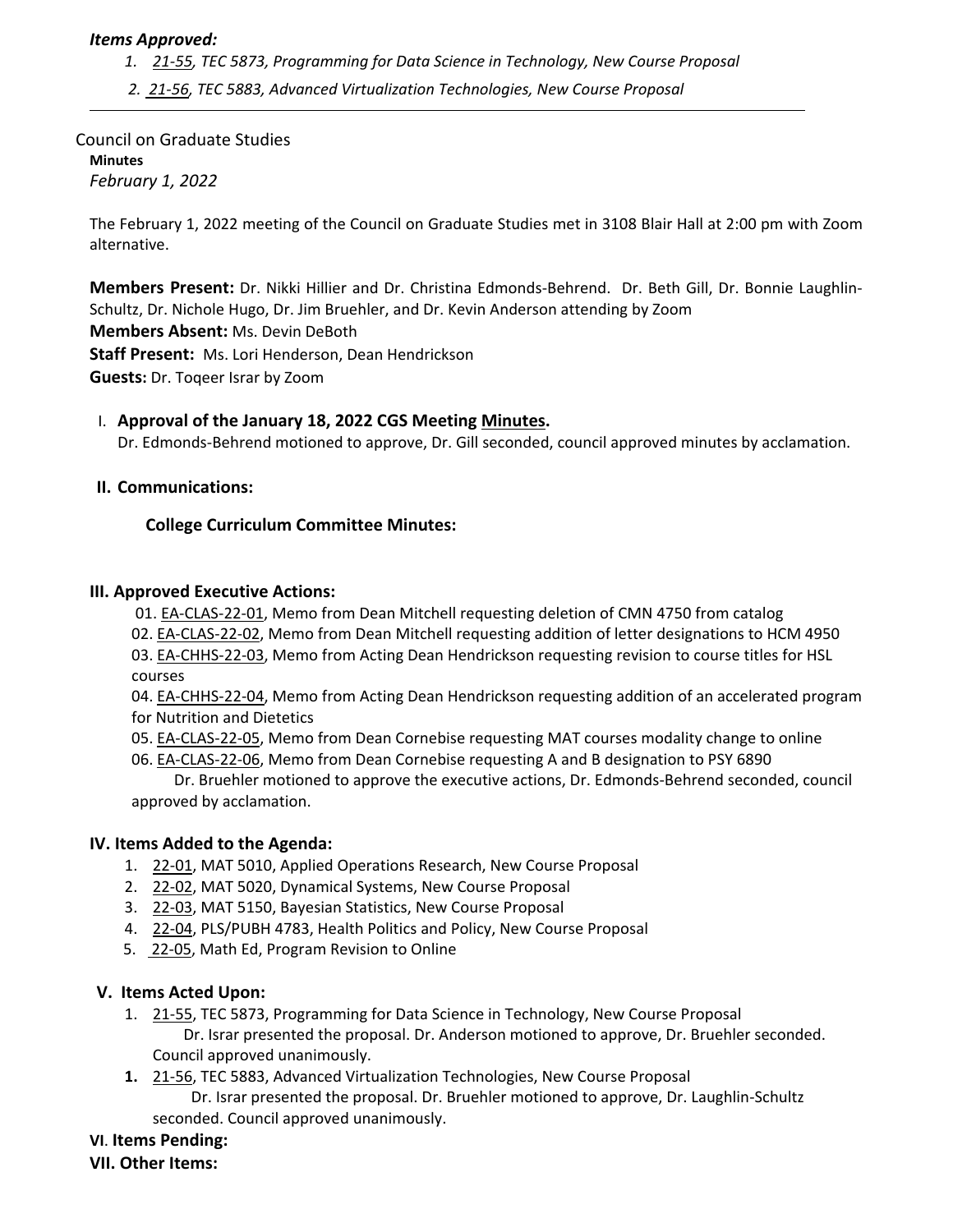***Items Approved:***

1. *21-55, TEC 5873, Programming for Data Science in Technology, New Course Proposal*
2. *21-56, TEC 5883, Advanced Virtualization Technologies, New Course Proposal*

---

Council on Graduate Studies
**Minutes**
*February 1, 2022*

The February 1, 2022 meeting of the Council on Graduate Studies met in 3108 Blair Hall at 2:00 pm with Zoom alternative.

**Members Present:** Dr. Nikki Hillier and Dr. Christina Edmonds-Behrend. Dr. Beth Gill, Dr. Bonnie Laughlin-Schultz, Dr. Nichole Hugo, Dr. Jim Bruehler, and Dr. Kevin Anderson attending by Zoom
**Members Absent:** Ms. Devin DeBoth
**Staff Present:** Ms. Lori Henderson, Dean Hendrickson
**Guests:** Dr. Toqeer Israr by Zoom

I. **Approval of the January 18, 2022 CGS Meeting Minutes.**
Dr. Edmonds-Behrend motioned to approve, Dr. Gill seconded, council approved minutes by acclamation.

**II. Communications:**

**College Curriculum Committee Minutes:**

**III. Approved Executive Actions:**

01. EA-CLAS-22-01, Memo from Dean Mitchell requesting deletion of CMN 4750 from catalog
02. EA-CLAS-22-02, Memo from Dean Mitchell requesting addition of letter designations to HCM 4950
03. EA-CHHS-22-03, Memo from Acting Dean Hendrickson requesting revision to course titles for HSL courses
04. EA-CHHS-22-04, Memo from Acting Dean Hendrickson requesting addition of an accelerated program for Nutrition and Dietetics
05. EA-CLAS-22-05, Memo from Dean Cornebise requesting MAT courses modality change to online
06. EA-CLAS-22-06, Memo from Dean Cornebise requesting A and B designation to PSY 6890

Dr. Bruehler motioned to approve the executive actions, Dr. Edmonds-Behrend seconded, council approved by acclamation.

**IV. Items Added to the Agenda:**

1. 22-01, MAT 5010, Applied Operations Research, New Course Proposal
2. 22-02, MAT 5020, Dynamical Systems, New Course Proposal
3. 22-03, MAT 5150, Bayesian Statistics, New Course Proposal
4. 22-04, PLS/PUBH 4783, Health Politics and Policy, New Course Proposal
5. 22-05, Math Ed, Program Revision to Online

**V. Items Acted Upon:**

1. 21-55, TEC 5873, Programming for Data Science in Technology, New Course Proposal
   Dr. Israr presented the proposal. Dr. Anderson motioned to approve, Dr. Bruehler seconded. Council approved unanimously.
1. 21-56, TEC 5883, Advanced Virtualization Technologies, New Course Proposal
   Dr. Israr presented the proposal. Dr. Bruehler motioned to approve, Dr. Laughlin-Schultz seconded. Council approved unanimously.

**VI. Items Pending:**

**VII. Other Items:**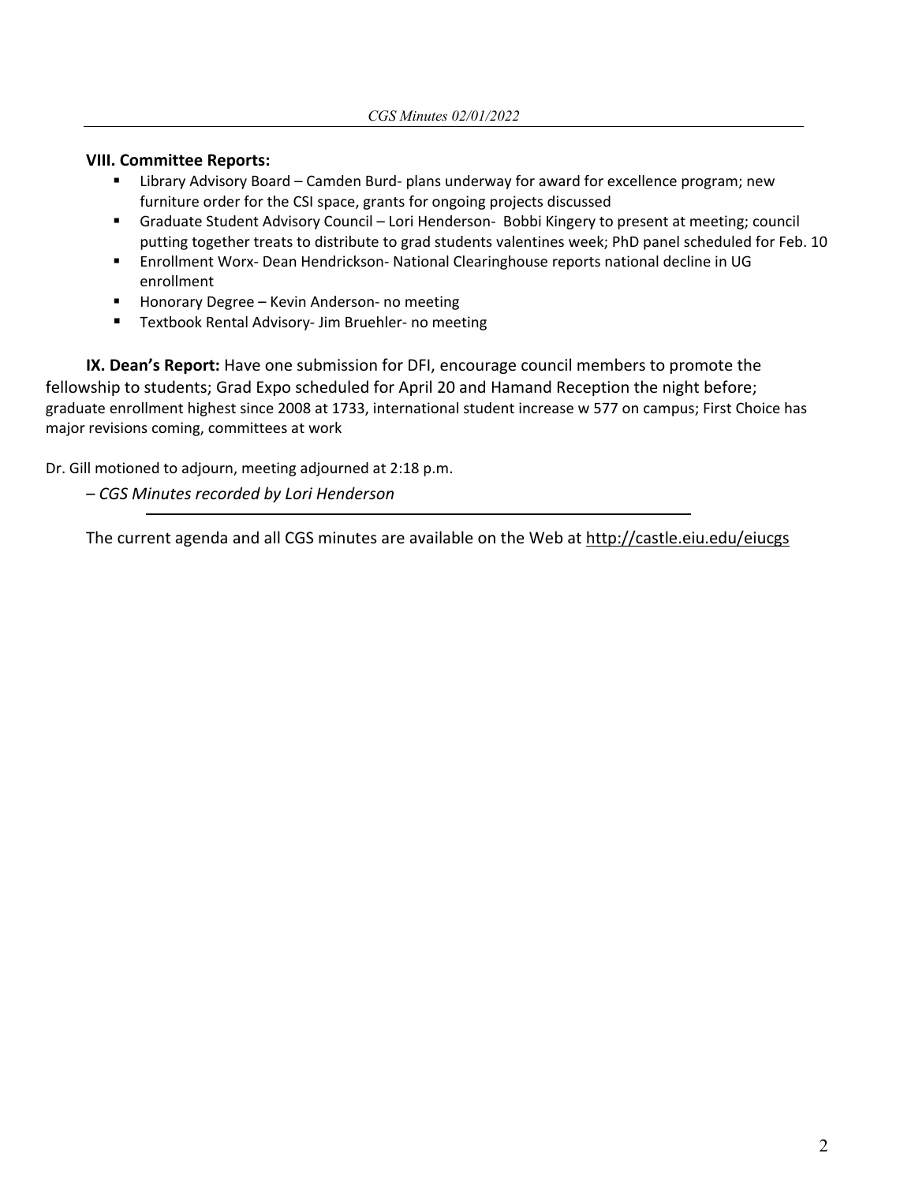**VIII. Committee Reports:**

- Library Advisory Board – Camden Burd- plans underway for award for excellence program; new furniture order for the CSI space, grants for ongoing projects discussed
- Graduate Student Advisory Council – Lori Henderson- Bobbi Kingery to present at meeting; council putting together treats to distribute to grad students valentines week; PhD panel scheduled for Feb. 10
- Enrollment Worx- Dean Hendrickson- National Clearinghouse reports national decline in UG enrollment
- Honorary Degree – Kevin Anderson- no meeting
- Textbook Rental Advisory- Jim Bruehler- no meeting

**IX. Dean's Report:** Have one submission for DFI, encourage council members to promote the fellowship to students; Grad Expo scheduled for April 20 and Hamand Reception the night before; graduate enrollment highest since 2008 at 1733, international student increase w 577 on campus; First Choice has major revisions coming, committees at work

Dr. Gill motioned to adjourn, meeting adjourned at 2:18 p.m.

*– CGS Minutes recorded by Lori Henderson*

---

The current agenda and all CGS minutes are available on the Web at http://castle.eiu.edu/eiucgs